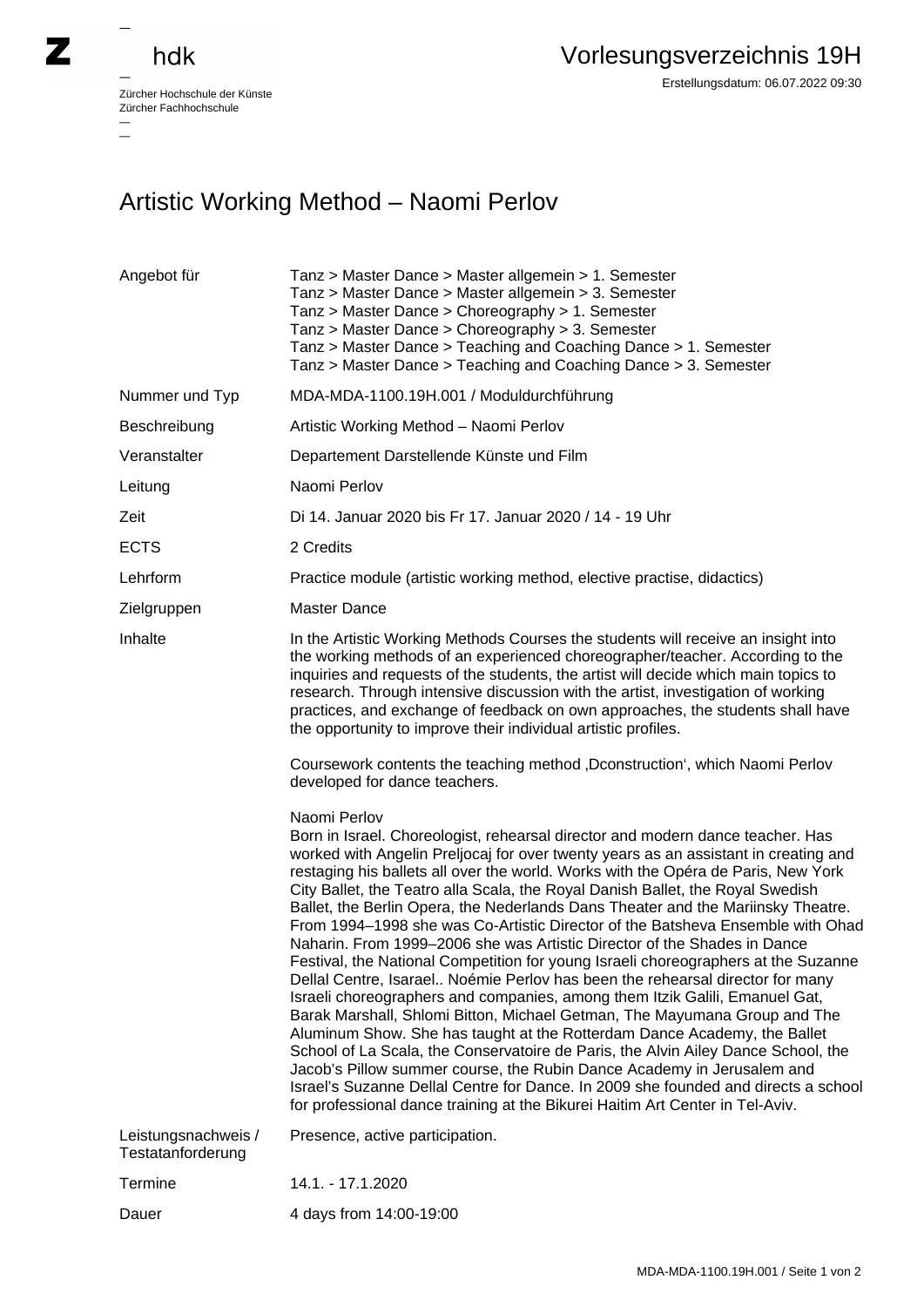# Artistic Working Method – Naomi Perlov

| | |
|---|---|
| Angebot für | Tanz > Master Dance > Master allgemein > 1. Semester<br>Tanz > Master Dance > Master allgemein > 3. Semester<br>Tanz > Master Dance > Choreography > 1. Semester<br>Tanz > Master Dance > Choreography > 3. Semester<br>Tanz > Master Dance > Teaching and Coaching Dance > 1. Semester<br>Tanz > Master Dance > Teaching and Coaching Dance > 3. Semester |
| Nummer und Typ | MDA-MDA-1100.19H.001 / Moduldurchführung |
| Beschreibung | Artistic Working Method – Naomi Perlov |
| Veranstalter | Departement Darstellende Künste und Film |
| Leitung | Naomi Perlov |
| Zeit | Di 14. Januar 2020 bis Fr 17. Januar 2020 / 14 - 19 Uhr |
| ECTS | 2 Credits |
| Lehrform | Practice module (artistic working method, elective practise, didactics) |
| Zielgruppen | Master Dance |
| Inhalte | In the Artistic Working Methods Courses the students will receive an insight into the working methods of an experienced choreographer/teacher. According to the inquiries and requests of the students, the artist will decide which main topics to research. Through intensive discussion with the artist, investigation of working practices, and exchange of feedback on own approaches, the students shall have the opportunity to improve their individual artistic profiles.<br><br>Coursework contents the teaching method ‚Dconstruction', which Naomi Perlov developed for dance teachers.<br><br>Naomi Perlov<br>Born in Israel. Choreologist, rehearsal director and modern dance teacher. Has worked with Angelin Preljocaj for over twenty years as an assistant in creating and restaging his ballets all over the world. Works with the Opéra de Paris, New York City Ballet, the Teatro alla Scala, the Royal Danish Ballet, the Royal Swedish Ballet, the Berlin Opera, the Nederlands Dans Theater and the Mariinsky Theatre. From 1994–1998 she was Co-Artistic Director of the Batsheva Ensemble with Ohad Naharin. From 1999–2006 she was Artistic Director of the Shades in Dance Festival, the National Competition for young Israeli choreographers at the Suzanne Dellal Centre, Isarael.. Noémie Perlov has been the rehearsal director for many Israeli choreographers and companies, among them Itzik Galili, Emanuel Gat, Barak Marshall, Shlomi Bitton, Michael Getman, The Mayumana Group and The Aluminum Show. She has taught at the Rotterdam Dance Academy, the Ballet School of La Scala, the Conservatoire de Paris, the Alvin Ailey Dance School, the Jacob's Pillow summer course, the Rubin Dance Academy in Jerusalem and Israel's Suzanne Dellal Centre for Dance. In 2009 she founded and directs a school for professional dance training at the Bikurei Haitim Art Center in Tel-Aviv. |
| Leistungsnachweis / Testatanforderung | Presence, active participation. |
| Termine | 14.1. - 17.1.2020 |
| Dauer | 4 days from 14:00-19:00 |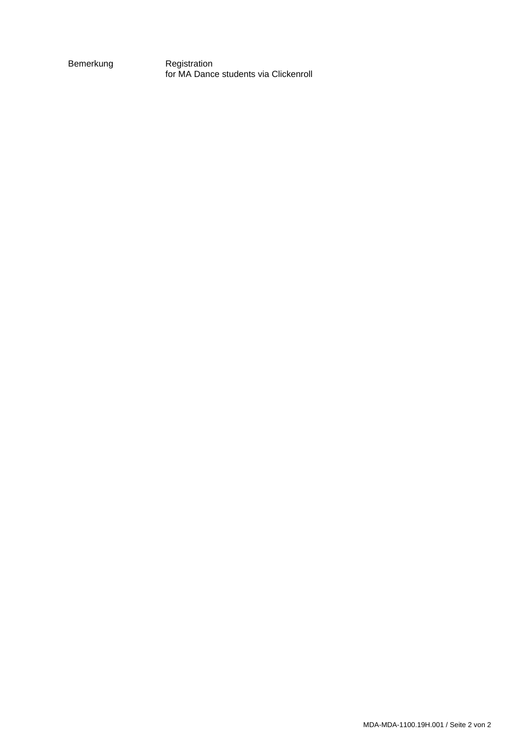| | |
|---|---|
| Bemerkung | Registration<br>for MA Dance students via Clickenroll |